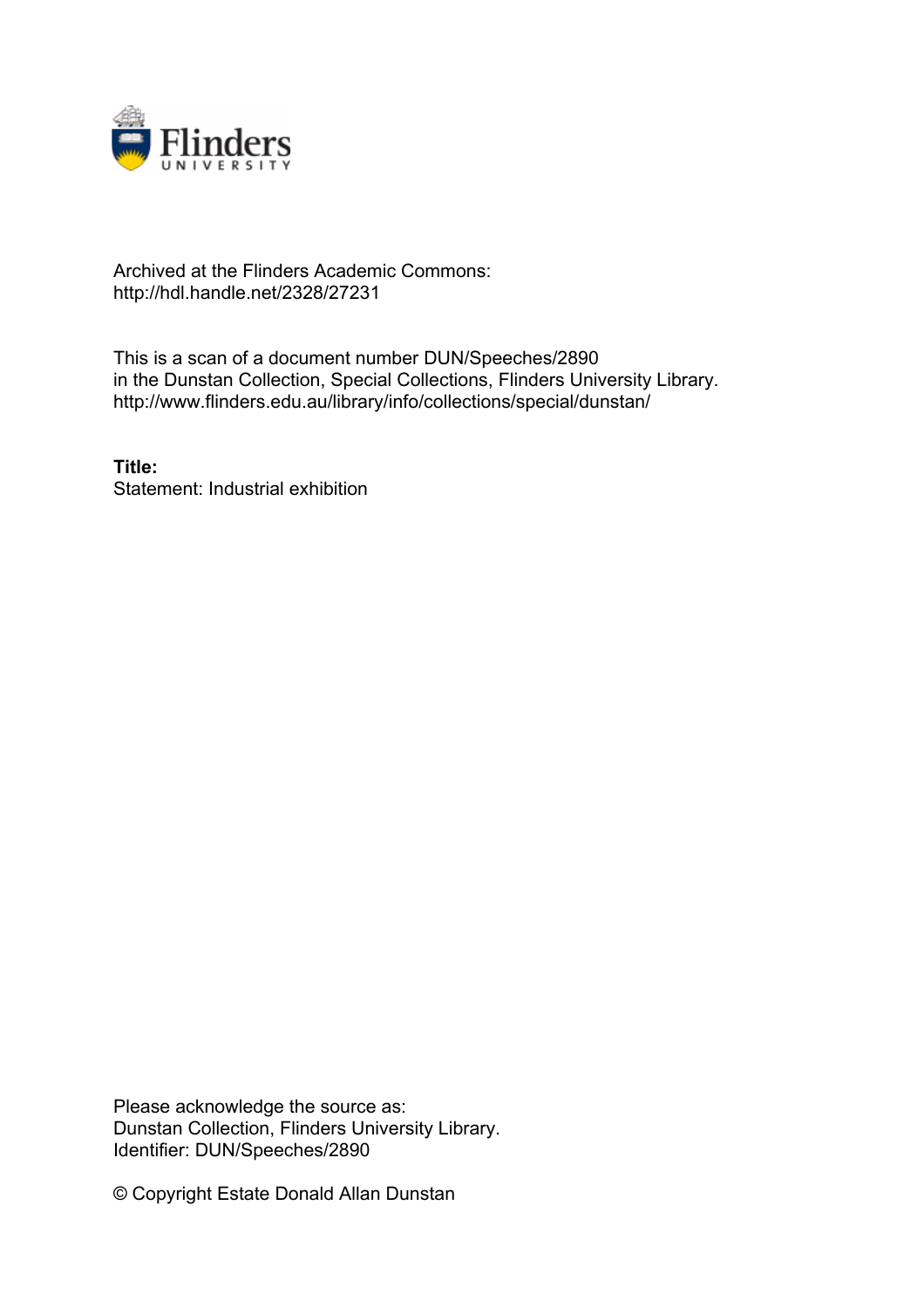Archived at the Flinders Academic Commons:
http://hdl.handle.net/2328/27231

This is a scan of a document number DUN/Speeches/2890
in the Dunstan Collection, Special Collections, Flinders University Library.
http://www.flinders.edu.au/library/info/collections/special/dunstan/

**Title:**
Statement: Industrial exhibition

Please acknowledge the source as:
Dunstan Collection, Flinders University Library.
Identifier: DUN/Speeches/2890

© Copyright Estate Donald Allan Dunstan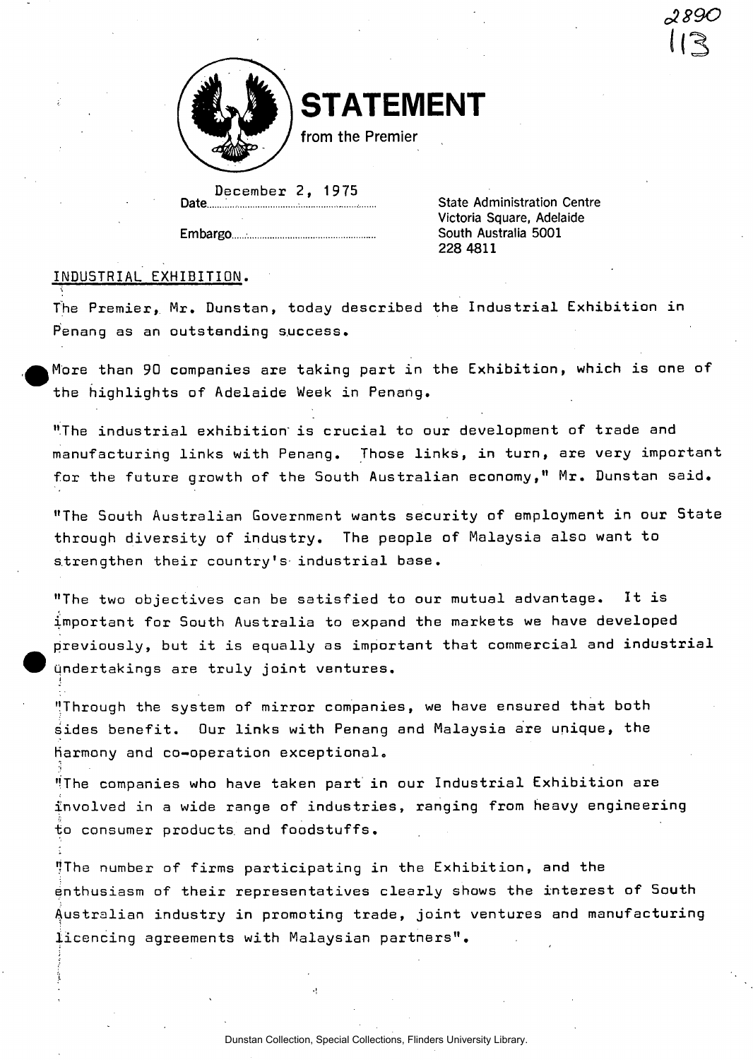2890

113

# STATEMENT

from the Premier

Date December 2, 1975

Embargo

State Administration Centre
Victoria Square, Adelaide
South Australia 5001
228 4811

INDUSTRIAL EXHIBITION.

The Premier, Mr. Dunstan, today described the Industrial Exhibition in Penang as an outstanding success.

More than 90 companies are taking part in the Exhibition, which is one of the highlights of Adelaide Week in Penang.

"The industrial exhibition is crucial to our development of trade and manufacturing links with Penang. Those links, in turn, are very important for the future growth of the South Australian economy," Mr. Dunstan said.

"The South Australian Government wants security of employment in our State through diversity of industry. The people of Malaysia also want to strengthen their country's industrial base.

"The two objectives can be satisfied to our mutual advantage. It is important for South Australia to expand the markets we have developed previously, but it is equally as important that commercial and industrial undertakings are truly joint ventures.

"Through the system of mirror companies, we have ensured that both sides benefit. Our links with Penang and Malaysia are unique, the harmony and co-operation exceptional.

"The companies who have taken part in our Industrial Exhibition are involved in a wide range of industries, ranging from heavy engineering to consumer products and foodstuffs.

"The number of firms participating in the Exhibition, and the enthusiasm of their representatives clearly shows the interest of South Australian industry in promoting trade, joint ventures and manufacturing licencing agreements with Malaysian partners".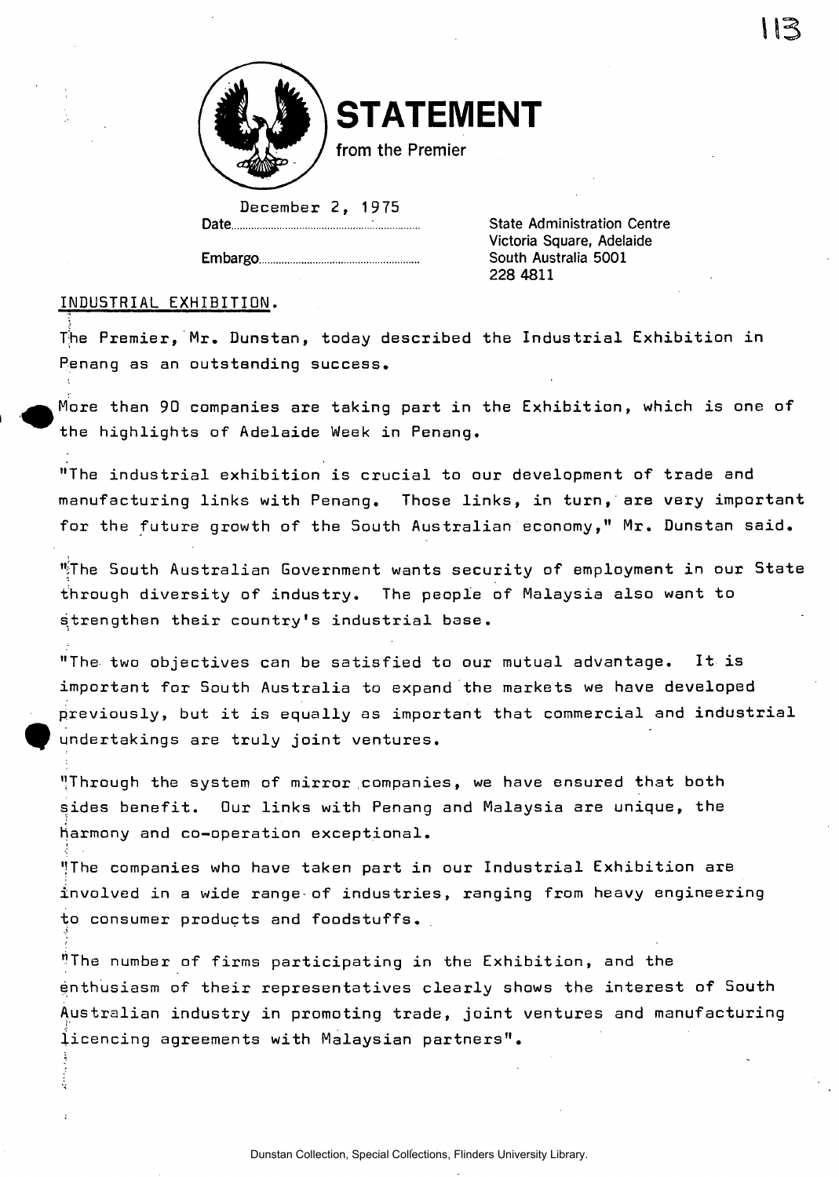# STATEMENT

from the Premier

Date December 2, 1975

Embargo

State Administration Centre
Victoria Square, Adelaide
South Australia 5001
228 4811

INDUSTRIAL EXHIBITION.

The Premier, Mr. Dunstan, today described the Industrial Exhibition in Penang as an outstanding success.

More than 90 companies are taking part in the Exhibition, which is one of the highlights of Adelaide Week in Penang.

"The industrial exhibition is crucial to our development of trade and manufacturing links with Penang. Those links, in turn, are very important for the future growth of the South Australian economy," Mr. Dunstan said.

"The South Australian Government wants security of employment in our State through diversity of industry. The people of Malaysia also want to strengthen their country's industrial base.

"The two objectives can be satisfied to our mutual advantage. It is important for South Australia to expand the markets we have developed previously, but it is equally as important that commercial and industrial undertakings are truly joint ventures.

"Through the system of mirror companies, we have ensured that both sides benefit. Our links with Penang and Malaysia are unique, the harmony and co-operation exceptional.

"The companies who have taken part in our Industrial Exhibition are involved in a wide range of industries, ranging from heavy engineering to consumer products and foodstuffs.

"The number of firms participating in the Exhibition, and the enthusiasm of their representatives clearly shows the interest of South Australian industry in promoting trade, joint ventures and manufacturing licencing agreements with Malaysian partners".

Dunstan Collection, Special Collections, Flinders University Library.